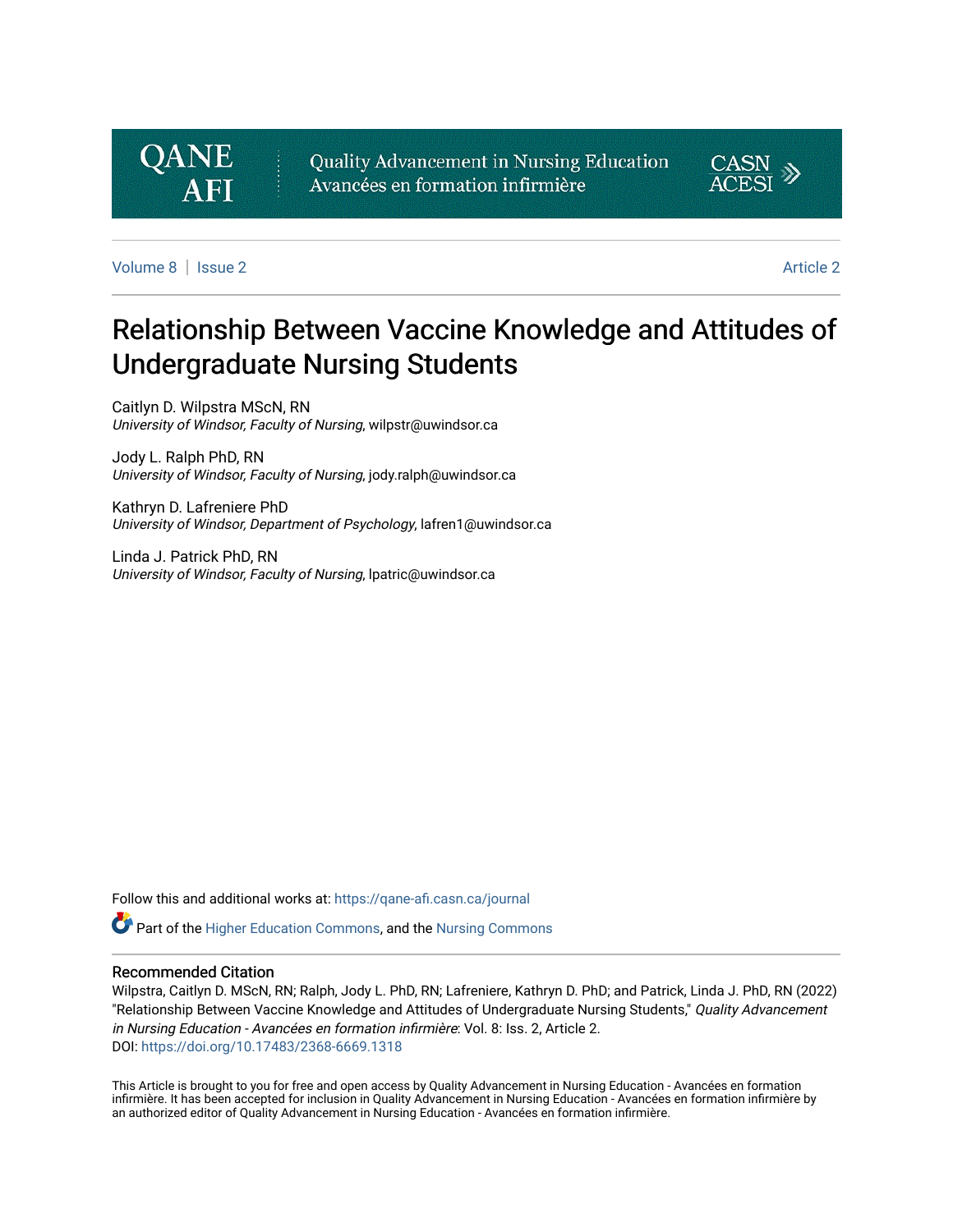Quality Advancement in Nursing Education
Avancées en formation infirmière

Volume 8 | Issue 2 Article 2

# Relationship Between Vaccine Knowledge and Attitudes of Undergraduate Nursing Students

Caitlyn D. Wilpstra MScN, RN
*University of Windsor, Faculty of Nursing*, wilpstr@uwindsor.ca

Jody L. Ralph PhD, RN
*University of Windsor, Faculty of Nursing*, jody.ralph@uwindsor.ca

Kathryn D. Lafreniere PhD
*University of Windsor, Department of Psychology*, lafren1@uwindsor.ca

Linda J. Patrick PhD, RN
*University of Windsor, Faculty of Nursing*, lpatric@uwindsor.ca

Follow this and additional works at: https://qane-afi.casn.ca/journal

Part of the Higher Education Commons, and the Nursing Commons

## Recommended Citation

Wilpstra, Caitlyn D. MScN, RN; Ralph, Jody L. PhD, RN; Lafreniere, Kathryn D. PhD; and Patrick, Linda J. PhD, RN (2022) "Relationship Between Vaccine Knowledge and Attitudes of Undergraduate Nursing Students," *Quality Advancement in Nursing Education - Avancées en formation infirmière*: Vol. 8: Iss. 2, Article 2.
DOI: https://doi.org/10.17483/2368-6669.1318

This Article is brought to you for free and open access by Quality Advancement in Nursing Education - Avancées en formation infirmière. It has been accepted for inclusion in Quality Advancement in Nursing Education - Avancées en formation infirmière by an authorized editor of Quality Advancement in Nursing Education - Avancées en formation infirmière.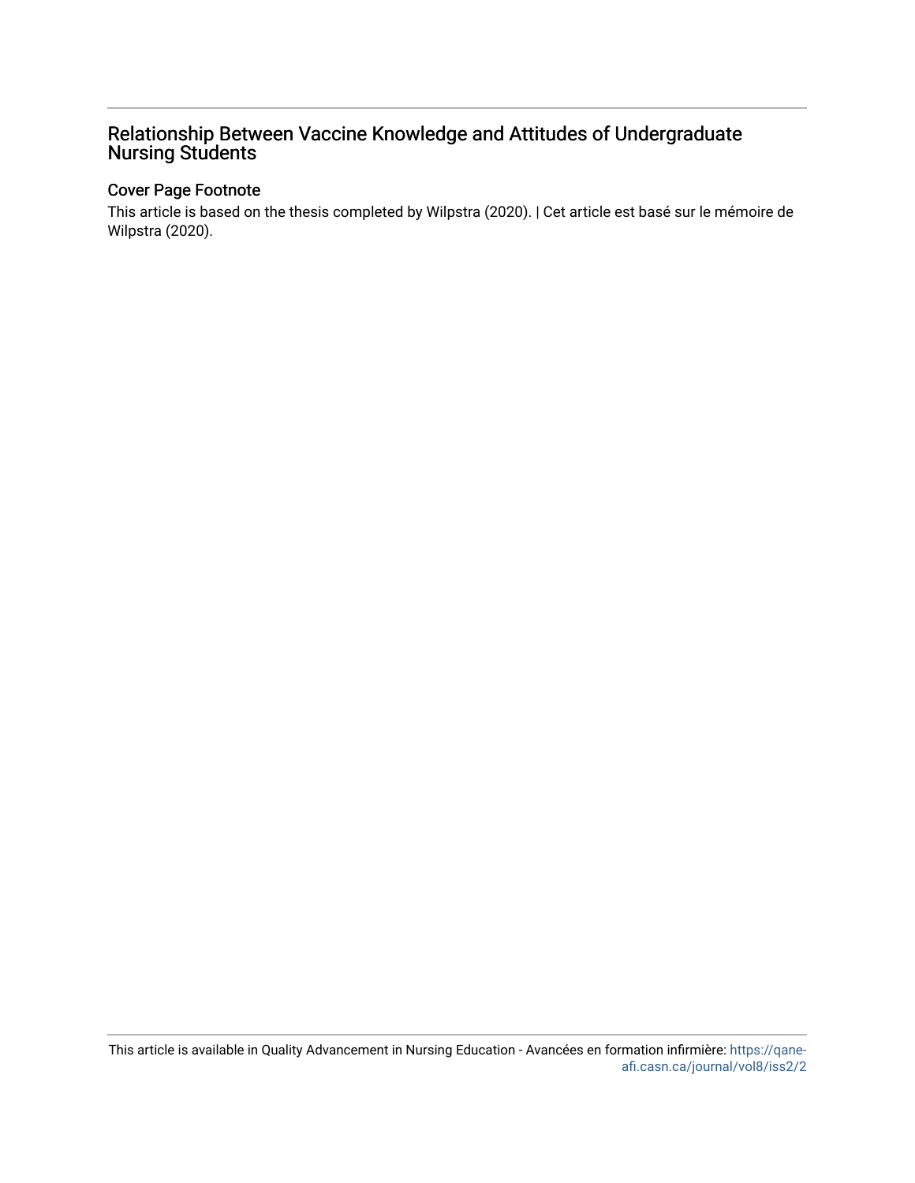# Relationship Between Vaccine Knowledge and Attitudes of Undergraduate Nursing Students

## Cover Page Footnote

This article is based on the thesis completed by Wilpstra (2020). | Cet article est basé sur le mémoire de Wilpstra (2020).

This article is available in Quality Advancement in Nursing Education - Avancées en formation infirmière: https://qane-afi.casn.ca/journal/vol8/iss2/2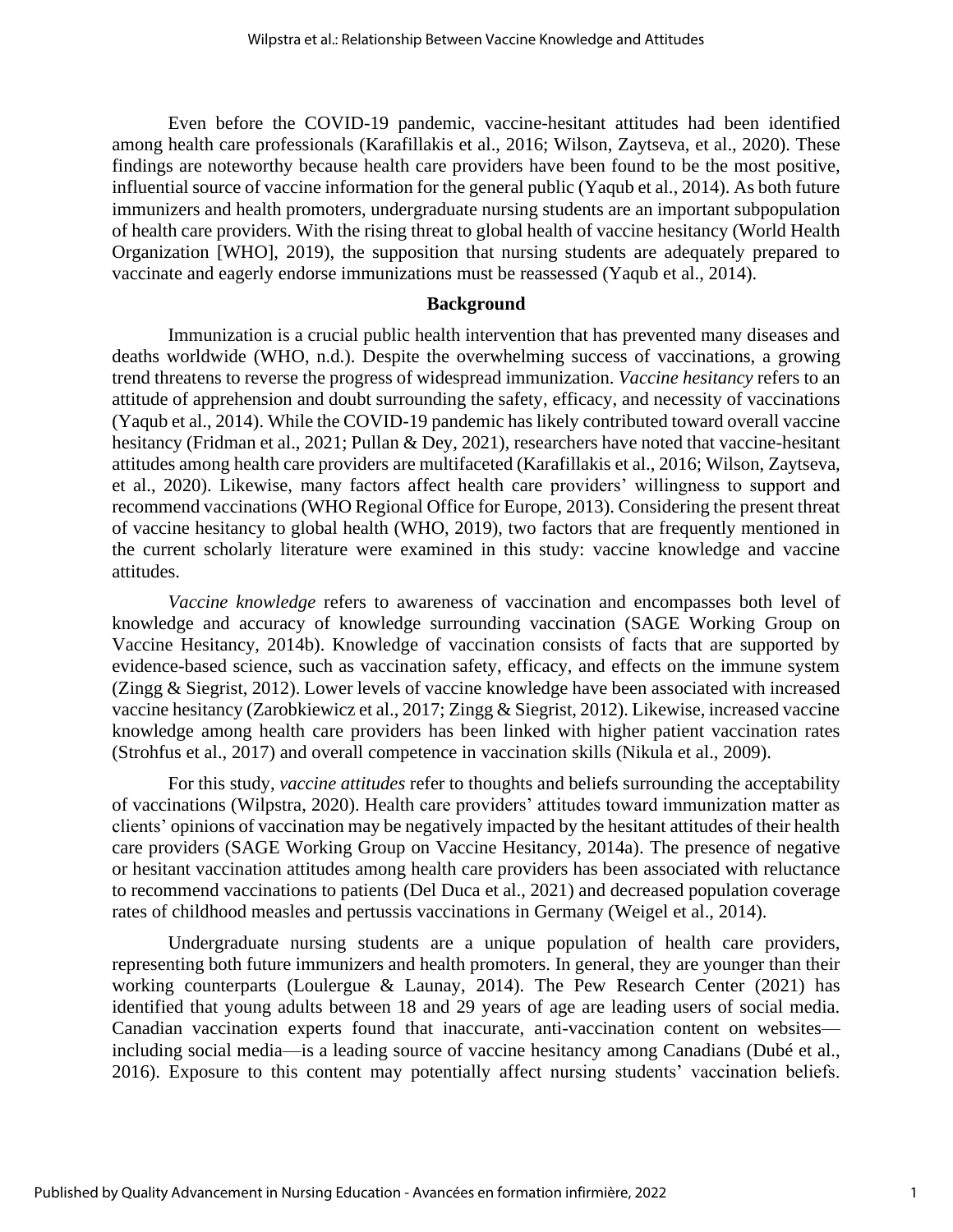Even before the COVID-19 pandemic, vaccine-hesitant attitudes had been identified among health care professionals (Karafillakis et al., 2016; Wilson, Zaytseva, et al., 2020). These findings are noteworthy because health care providers have been found to be the most positive, influential source of vaccine information for the general public (Yaqub et al., 2014). As both future immunizers and health promoters, undergraduate nursing students are an important subpopulation of health care providers. With the rising threat to global health of vaccine hesitancy (World Health Organization [WHO], 2019), the supposition that nursing students are adequately prepared to vaccinate and eagerly endorse immunizations must be reassessed (Yaqub et al., 2014).

## Background

Immunization is a crucial public health intervention that has prevented many diseases and deaths worldwide (WHO, n.d.). Despite the overwhelming success of vaccinations, a growing trend threatens to reverse the progress of widespread immunization. *Vaccine hesitancy* refers to an attitude of apprehension and doubt surrounding the safety, efficacy, and necessity of vaccinations (Yaqub et al., 2014). While the COVID-19 pandemic has likely contributed toward overall vaccine hesitancy (Fridman et al., 2021; Pullan & Dey, 2021), researchers have noted that vaccine-hesitant attitudes among health care providers are multifaceted (Karafillakis et al., 2016; Wilson, Zaytseva, et al., 2020). Likewise, many factors affect health care providers' willingness to support and recommend vaccinations (WHO Regional Office for Europe, 2013). Considering the present threat of vaccine hesitancy to global health (WHO, 2019), two factors that are frequently mentioned in the current scholarly literature were examined in this study: vaccine knowledge and vaccine attitudes.

*Vaccine knowledge* refers to awareness of vaccination and encompasses both level of knowledge and accuracy of knowledge surrounding vaccination (SAGE Working Group on Vaccine Hesitancy, 2014b). Knowledge of vaccination consists of facts that are supported by evidence-based science, such as vaccination safety, efficacy, and effects on the immune system (Zingg & Siegrist, 2012). Lower levels of vaccine knowledge have been associated with increased vaccine hesitancy (Zarobkiewicz et al., 2017; Zingg & Siegrist, 2012). Likewise, increased vaccine knowledge among health care providers has been linked with higher patient vaccination rates (Strohfus et al., 2017) and overall competence in vaccination skills (Nikula et al., 2009).

For this study, *vaccine attitudes* refer to thoughts and beliefs surrounding the acceptability of vaccinations (Wilpstra, 2020). Health care providers' attitudes toward immunization matter as clients' opinions of vaccination may be negatively impacted by the hesitant attitudes of their health care providers (SAGE Working Group on Vaccine Hesitancy, 2014a). The presence of negative or hesitant vaccination attitudes among health care providers has been associated with reluctance to recommend vaccinations to patients (Del Duca et al., 2021) and decreased population coverage rates of childhood measles and pertussis vaccinations in Germany (Weigel et al., 2014).

Undergraduate nursing students are a unique population of health care providers, representing both future immunizers and health promoters. In general, they are younger than their working counterparts (Loulergue & Launay, 2014). The Pew Research Center (2021) has identified that young adults between 18 and 29 years of age are leading users of social media. Canadian vaccination experts found that inaccurate, anti-vaccination content on websites—including social media—is a leading source of vaccine hesitancy among Canadians (Dubé et al., 2016). Exposure to this content may potentially affect nursing students' vaccination beliefs.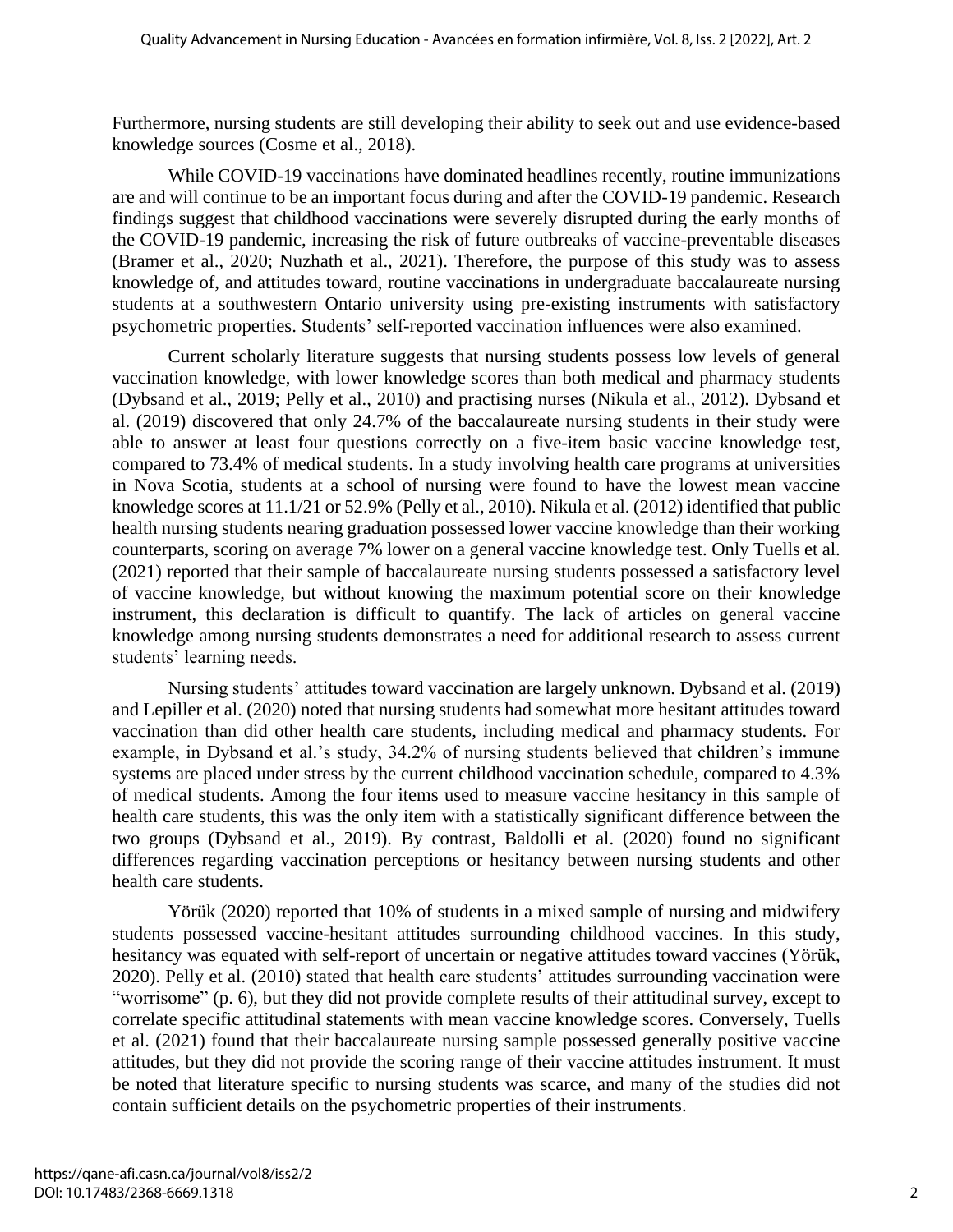Furthermore, nursing students are still developing their ability to seek out and use evidence-based knowledge sources (Cosme et al., 2018).

While COVID-19 vaccinations have dominated headlines recently, routine immunizations are and will continue to be an important focus during and after the COVID-19 pandemic. Research findings suggest that childhood vaccinations were severely disrupted during the early months of the COVID-19 pandemic, increasing the risk of future outbreaks of vaccine-preventable diseases (Bramer et al., 2020; Nuzhath et al., 2021). Therefore, the purpose of this study was to assess knowledge of, and attitudes toward, routine vaccinations in undergraduate baccalaureate nursing students at a southwestern Ontario university using pre-existing instruments with satisfactory psychometric properties. Students' self-reported vaccination influences were also examined.

Current scholarly literature suggests that nursing students possess low levels of general vaccination knowledge, with lower knowledge scores than both medical and pharmacy students (Dybsand et al., 2019; Pelly et al., 2010) and practising nurses (Nikula et al., 2012). Dybsand et al. (2019) discovered that only 24.7% of the baccalaureate nursing students in their study were able to answer at least four questions correctly on a five-item basic vaccine knowledge test, compared to 73.4% of medical students. In a study involving health care programs at universities in Nova Scotia, students at a school of nursing were found to have the lowest mean vaccine knowledge scores at 11.1/21 or 52.9% (Pelly et al., 2010). Nikula et al. (2012) identified that public health nursing students nearing graduation possessed lower vaccine knowledge than their working counterparts, scoring on average 7% lower on a general vaccine knowledge test. Only Tuells et al. (2021) reported that their sample of baccalaureate nursing students possessed a satisfactory level of vaccine knowledge, but without knowing the maximum potential score on their knowledge instrument, this declaration is difficult to quantify. The lack of articles on general vaccine knowledge among nursing students demonstrates a need for additional research to assess current students' learning needs.

Nursing students' attitudes toward vaccination are largely unknown. Dybsand et al. (2019) and Lepiller et al. (2020) noted that nursing students had somewhat more hesitant attitudes toward vaccination than did other health care students, including medical and pharmacy students. For example, in Dybsand et al.'s study, 34.2% of nursing students believed that children's immune systems are placed under stress by the current childhood vaccination schedule, compared to 4.3% of medical students. Among the four items used to measure vaccine hesitancy in this sample of health care students, this was the only item with a statistically significant difference between the two groups (Dybsand et al., 2019). By contrast, Baldolli et al. (2020) found no significant differences regarding vaccination perceptions or hesitancy between nursing students and other health care students.

Yörük (2020) reported that 10% of students in a mixed sample of nursing and midwifery students possessed vaccine-hesitant attitudes surrounding childhood vaccines. In this study, hesitancy was equated with self-report of uncertain or negative attitudes toward vaccines (Yörük, 2020). Pelly et al. (2010) stated that health care students' attitudes surrounding vaccination were "worrisome" (p. 6), but they did not provide complete results of their attitudinal survey, except to correlate specific attitudinal statements with mean vaccine knowledge scores. Conversely, Tuells et al. (2021) found that their baccalaureate nursing sample possessed generally positive vaccine attitudes, but they did not provide the scoring range of their vaccine attitudes instrument. It must be noted that literature specific to nursing students was scarce, and many of the studies did not contain sufficient details on the psychometric properties of their instruments.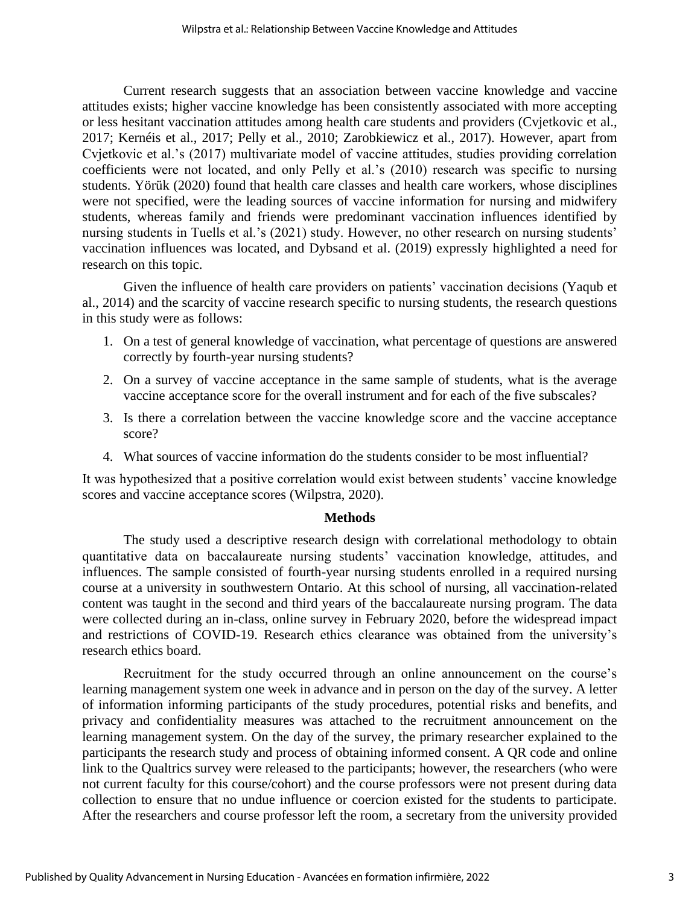Current research suggests that an association between vaccine knowledge and vaccine attitudes exists; higher vaccine knowledge has been consistently associated with more accepting or less hesitant vaccination attitudes among health care students and providers (Cvjetkovic et al., 2017; Kernéis et al., 2017; Pelly et al., 2010; Zarobkiewicz et al., 2017). However, apart from Cvjetkovic et al.'s (2017) multivariate model of vaccine attitudes, studies providing correlation coefficients were not located, and only Pelly et al.'s (2010) research was specific to nursing students. Yörük (2020) found that health care classes and health care workers, whose disciplines were not specified, were the leading sources of vaccine information for nursing and midwifery students, whereas family and friends were predominant vaccination influences identified by nursing students in Tuells et al.'s (2021) study. However, no other research on nursing students' vaccination influences was located, and Dybsand et al. (2019) expressly highlighted a need for research on this topic.

Given the influence of health care providers on patients' vaccination decisions (Yaqub et al., 2014) and the scarcity of vaccine research specific to nursing students, the research questions in this study were as follows:

1. On a test of general knowledge of vaccination, what percentage of questions are answered correctly by fourth-year nursing students?
2. On a survey of vaccine acceptance in the same sample of students, what is the average vaccine acceptance score for the overall instrument and for each of the five subscales?
3. Is there a correlation between the vaccine knowledge score and the vaccine acceptance score?
4. What sources of vaccine information do the students consider to be most influential?

It was hypothesized that a positive correlation would exist between students' vaccine knowledge scores and vaccine acceptance scores (Wilpstra, 2020).

## Methods

The study used a descriptive research design with correlational methodology to obtain quantitative data on baccalaureate nursing students' vaccination knowledge, attitudes, and influences. The sample consisted of fourth-year nursing students enrolled in a required nursing course at a university in southwestern Ontario. At this school of nursing, all vaccination-related content was taught in the second and third years of the baccalaureate nursing program. The data were collected during an in-class, online survey in February 2020, before the widespread impact and restrictions of COVID-19. Research ethics clearance was obtained from the university's research ethics board.

Recruitment for the study occurred through an online announcement on the course's learning management system one week in advance and in person on the day of the survey. A letter of information informing participants of the study procedures, potential risks and benefits, and privacy and confidentiality measures was attached to the recruitment announcement on the learning management system. On the day of the survey, the primary researcher explained to the participants the research study and process of obtaining informed consent. A QR code and online link to the Qualtrics survey were released to the participants; however, the researchers (who were not current faculty for this course/cohort) and the course professors were not present during data collection to ensure that no undue influence or coercion existed for the students to participate. After the researchers and course professor left the room, a secretary from the university provided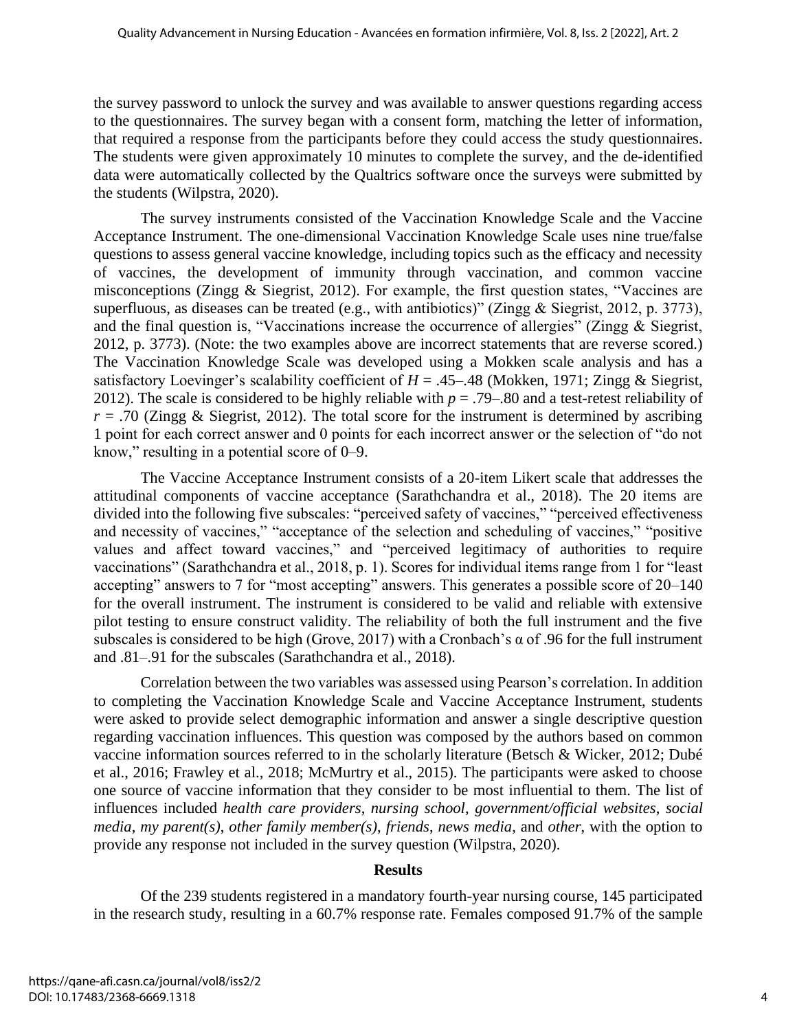the survey password to unlock the survey and was available to answer questions regarding access to the questionnaires. The survey began with a consent form, matching the letter of information, that required a response from the participants before they could access the study questionnaires. The students were given approximately 10 minutes to complete the survey, and the de-identified data were automatically collected by the Qualtrics software once the surveys were submitted by the students (Wilpstra, 2020).

The survey instruments consisted of the Vaccination Knowledge Scale and the Vaccine Acceptance Instrument. The one-dimensional Vaccination Knowledge Scale uses nine true/false questions to assess general vaccine knowledge, including topics such as the efficacy and necessity of vaccines, the development of immunity through vaccination, and common vaccine misconceptions (Zingg & Siegrist, 2012). For example, the first question states, "Vaccines are superfluous, as diseases can be treated (e.g., with antibiotics)" (Zingg & Siegrist, 2012, p. 3773), and the final question is, "Vaccinations increase the occurrence of allergies" (Zingg & Siegrist, 2012, p. 3773). (Note: the two examples above are incorrect statements that are reverse scored.) The Vaccination Knowledge Scale was developed using a Mokken scale analysis and has a satisfactory Loevinger's scalability coefficient of $H = .45–.48$ (Mokken, 1971; Zingg & Siegrist, 2012). The scale is considered to be highly reliable with $p = .79–.80$ and a test-retest reliability of $r = .70$ (Zingg & Siegrist, 2012). The total score for the instrument is determined by ascribing 1 point for each correct answer and 0 points for each incorrect answer or the selection of "do not know," resulting in a potential score of 0–9.

The Vaccine Acceptance Instrument consists of a 20-item Likert scale that addresses the attitudinal components of vaccine acceptance (Sarathchandra et al., 2018). The 20 items are divided into the following five subscales: "perceived safety of vaccines," "perceived effectiveness and necessity of vaccines," "acceptance of the selection and scheduling of vaccines," "positive values and affect toward vaccines," and "perceived legitimacy of authorities to require vaccinations" (Sarathchandra et al., 2018, p. 1). Scores for individual items range from 1 for "least accepting" answers to 7 for "most accepting" answers. This generates a possible score of 20–140 for the overall instrument. The instrument is considered to be valid and reliable with extensive pilot testing to ensure construct validity. The reliability of both the full instrument and the five subscales is considered to be high (Grove, 2017) with a Cronbach's $\alpha$ of .96 for the full instrument and .81–.91 for the subscales (Sarathchandra et al., 2018).

Correlation between the two variables was assessed using Pearson's correlation. In addition to completing the Vaccination Knowledge Scale and Vaccine Acceptance Instrument, students were asked to provide select demographic information and answer a single descriptive question regarding vaccination influences. This question was composed by the authors based on common vaccine information sources referred to in the scholarly literature (Betsch & Wicker, 2012; Dubé et al., 2016; Frawley et al., 2018; McMurtry et al., 2015). The participants were asked to choose one source of vaccine information that they consider to be most influential to them. The list of influences included *health care providers*, *nursing school*, *government/official websites*, *social media*, *my parent(s)*, *other family member(s)*, *friends*, *news media*, and *other*, with the option to provide any response not included in the survey question (Wilpstra, 2020).

## Results

Of the 239 students registered in a mandatory fourth-year nursing course, 145 participated in the research study, resulting in a 60.7% response rate. Females composed 91.7% of the sample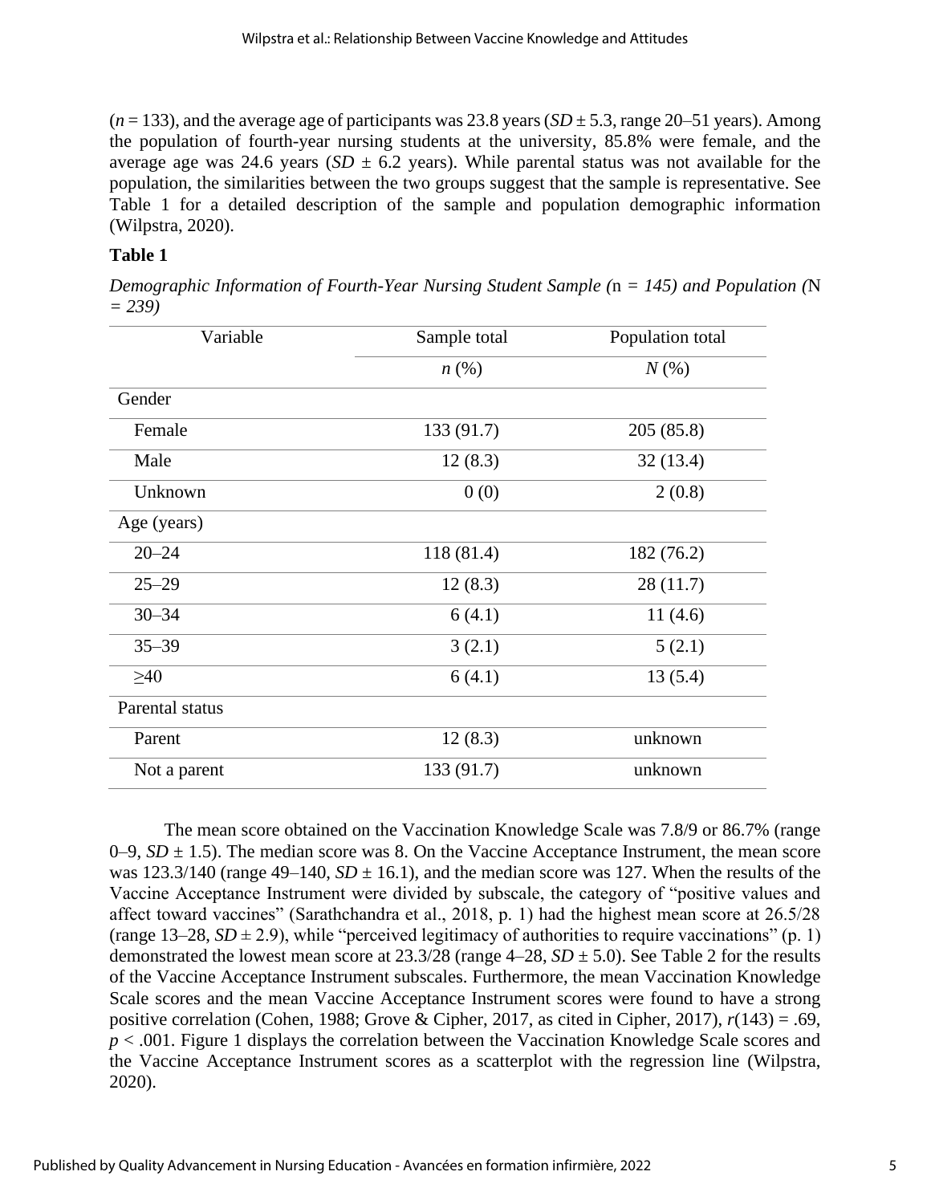($n = 133$), and the average age of participants was 23.8 years ($SD \pm 5.3$, range 20–51 years). Among the population of fourth-year nursing students at the university, 85.8% were female, and the average age was 24.6 years ($SD \pm 6.2$ years). While parental status was not available for the population, the similarities between the two groups suggest that the sample is representative. See Table 1 for a detailed description of the sample and population demographic information (Wilpstra, 2020).

**Table 1**

*Demographic Information of Fourth-Year Nursing Student Sample (*n *= 145) and Population (*N *= 239)*

| Variable | Sample total | Population total |
|---|---|---|
| | *n* (%) | *N* (%) |
| Gender | | |
| Female | 133 (91.7) | 205 (85.8) |
| Male | 12 (8.3) | 32 (13.4) |
| Unknown | 0 (0) | 2 (0.8) |
| Age (years) | | |
| 20–24 | 118 (81.4) | 182 (76.2) |
| 25–29 | 12 (8.3) | 28 (11.7) |
| 30–34 | 6 (4.1) | 11 (4.6) |
| 35–39 | 3 (2.1) | 5 (2.1) |
| ≥40 | 6 (4.1) | 13 (5.4) |
| Parental status | | |
| Parent | 12 (8.3) | unknown |
| Not a parent | 133 (91.7) | unknown |

The mean score obtained on the Vaccination Knowledge Scale was 7.8/9 or 86.7% (range 0–9, $SD \pm 1.5$). The median score was 8. On the Vaccine Acceptance Instrument, the mean score was 123.3/140 (range 49–140, $SD \pm 16.1$), and the median score was 127. When the results of the Vaccine Acceptance Instrument were divided by subscale, the category of "positive values and affect toward vaccines" (Sarathchandra et al., 2018, p. 1) had the highest mean score at 26.5/28 (range 13–28, $SD \pm 2.9$), while "perceived legitimacy of authorities to require vaccinations" (p. 1) demonstrated the lowest mean score at 23.3/28 (range 4–28, $SD \pm 5.0$). See Table 2 for the results of the Vaccine Acceptance Instrument subscales. Furthermore, the mean Vaccination Knowledge Scale scores and the mean Vaccine Acceptance Instrument scores were found to have a strong positive correlation (Cohen, 1988; Grove & Cipher, 2017, as cited in Cipher, 2017), $r(143) = .69$, $p < .001$. Figure 1 displays the correlation between the Vaccination Knowledge Scale scores and the Vaccine Acceptance Instrument scores as a scatterplot with the regression line (Wilpstra, 2020).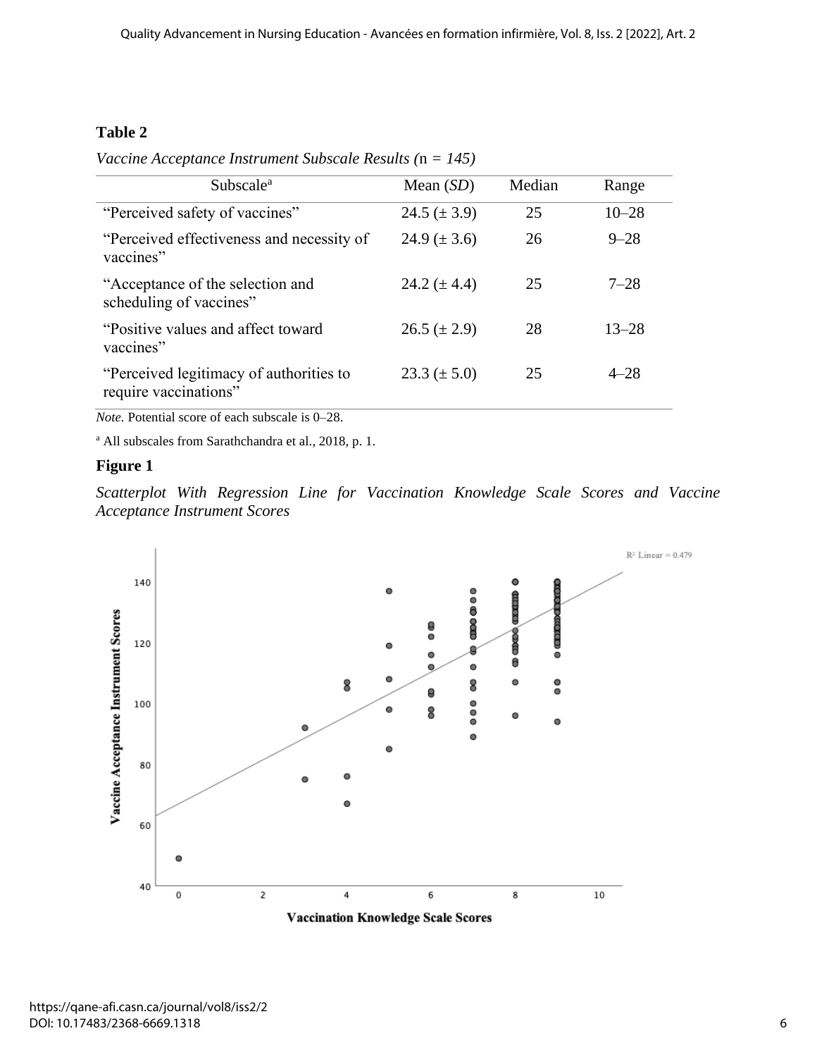**Table 2**

*Vaccine Acceptance Instrument Subscale Results (*n *= 145)*

| Subscale[a] | Mean (*SD*) | Median | Range |
|---|---|---|---|
| "Perceived safety of vaccines" | 24.5 (± 3.9) | 25 | 10–28 |
| "Perceived effectiveness and necessity of vaccines" | 24.9 (± 3.6) | 26 | 9–28 |
| "Acceptance of the selection and scheduling of vaccines" | 24.2 (± 4.4) | 25 | 7–28 |
| "Positive values and affect toward vaccines" | 26.5 (± 2.9) | 28 | 13–28 |
| "Perceived legitimacy of authorities to require vaccinations" | 23.3 (± 5.0) | 25 | 4–28 |

*Note.* Potential score of each subscale is 0–28.

[a] All subscales from Sarathchandra et al., 2018, p. 1.

**Figure 1**

*Scatterplot With Regression Line for Vaccination Knowledge Scale Scores and Vaccine Acceptance Instrument Scores*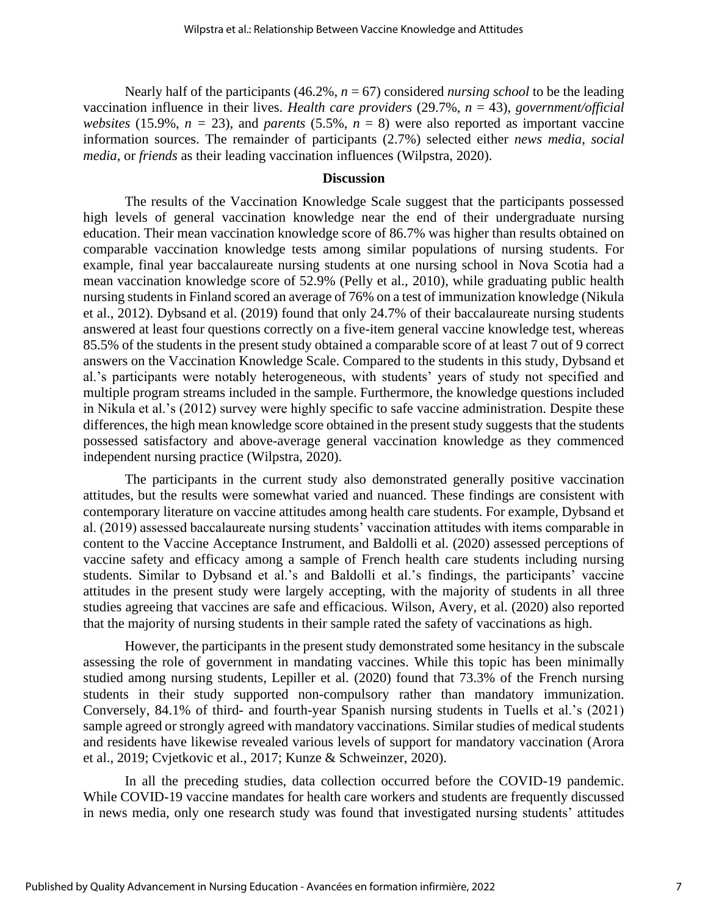Nearly half of the participants (46.2%, $n = 67$) considered *nursing school* to be the leading vaccination influence in their lives. *Health care providers* (29.7%, $n = 43$), *government/official websites* (15.9%, $n = 23$), and *parents* (5.5%, $n = 8$) were also reported as important vaccine information sources. The remainder of participants (2.7%) selected either *news media*, *social media*, or *friends* as their leading vaccination influences (Wilpstra, 2020).

## Discussion

The results of the Vaccination Knowledge Scale suggest that the participants possessed high levels of general vaccination knowledge near the end of their undergraduate nursing education. Their mean vaccination knowledge score of 86.7% was higher than results obtained on comparable vaccination knowledge tests among similar populations of nursing students. For example, final year baccalaureate nursing students at one nursing school in Nova Scotia had a mean vaccination knowledge score of 52.9% (Pelly et al., 2010), while graduating public health nursing students in Finland scored an average of 76% on a test of immunization knowledge (Nikula et al., 2012). Dybsand et al. (2019) found that only 24.7% of their baccalaureate nursing students answered at least four questions correctly on a five-item general vaccine knowledge test, whereas 85.5% of the students in the present study obtained a comparable score of at least 7 out of 9 correct answers on the Vaccination Knowledge Scale. Compared to the students in this study, Dybsand et al.'s participants were notably heterogeneous, with students' years of study not specified and multiple program streams included in the sample. Furthermore, the knowledge questions included in Nikula et al.'s (2012) survey were highly specific to safe vaccine administration. Despite these differences, the high mean knowledge score obtained in the present study suggests that the students possessed satisfactory and above-average general vaccination knowledge as they commenced independent nursing practice (Wilpstra, 2020).

The participants in the current study also demonstrated generally positive vaccination attitudes, but the results were somewhat varied and nuanced. These findings are consistent with contemporary literature on vaccine attitudes among health care students. For example, Dybsand et al. (2019) assessed baccalaureate nursing students' vaccination attitudes with items comparable in content to the Vaccine Acceptance Instrument, and Baldolli et al. (2020) assessed perceptions of vaccine safety and efficacy among a sample of French health care students including nursing students. Similar to Dybsand et al.'s and Baldolli et al.'s findings, the participants' vaccine attitudes in the present study were largely accepting, with the majority of students in all three studies agreeing that vaccines are safe and efficacious. Wilson, Avery, et al. (2020) also reported that the majority of nursing students in their sample rated the safety of vaccinations as high.

However, the participants in the present study demonstrated some hesitancy in the subscale assessing the role of government in mandating vaccines. While this topic has been minimally studied among nursing students, Lepiller et al. (2020) found that 73.3% of the French nursing students in their study supported non-compulsory rather than mandatory immunization. Conversely, 84.1% of third- and fourth-year Spanish nursing students in Tuells et al.'s (2021) sample agreed or strongly agreed with mandatory vaccinations. Similar studies of medical students and residents have likewise revealed various levels of support for mandatory vaccination (Arora et al., 2019; Cvjetkovic et al., 2017; Kunze & Schweinzer, 2020).

In all the preceding studies, data collection occurred before the COVID-19 pandemic. While COVID-19 vaccine mandates for health care workers and students are frequently discussed in news media, only one research study was found that investigated nursing students' attitudes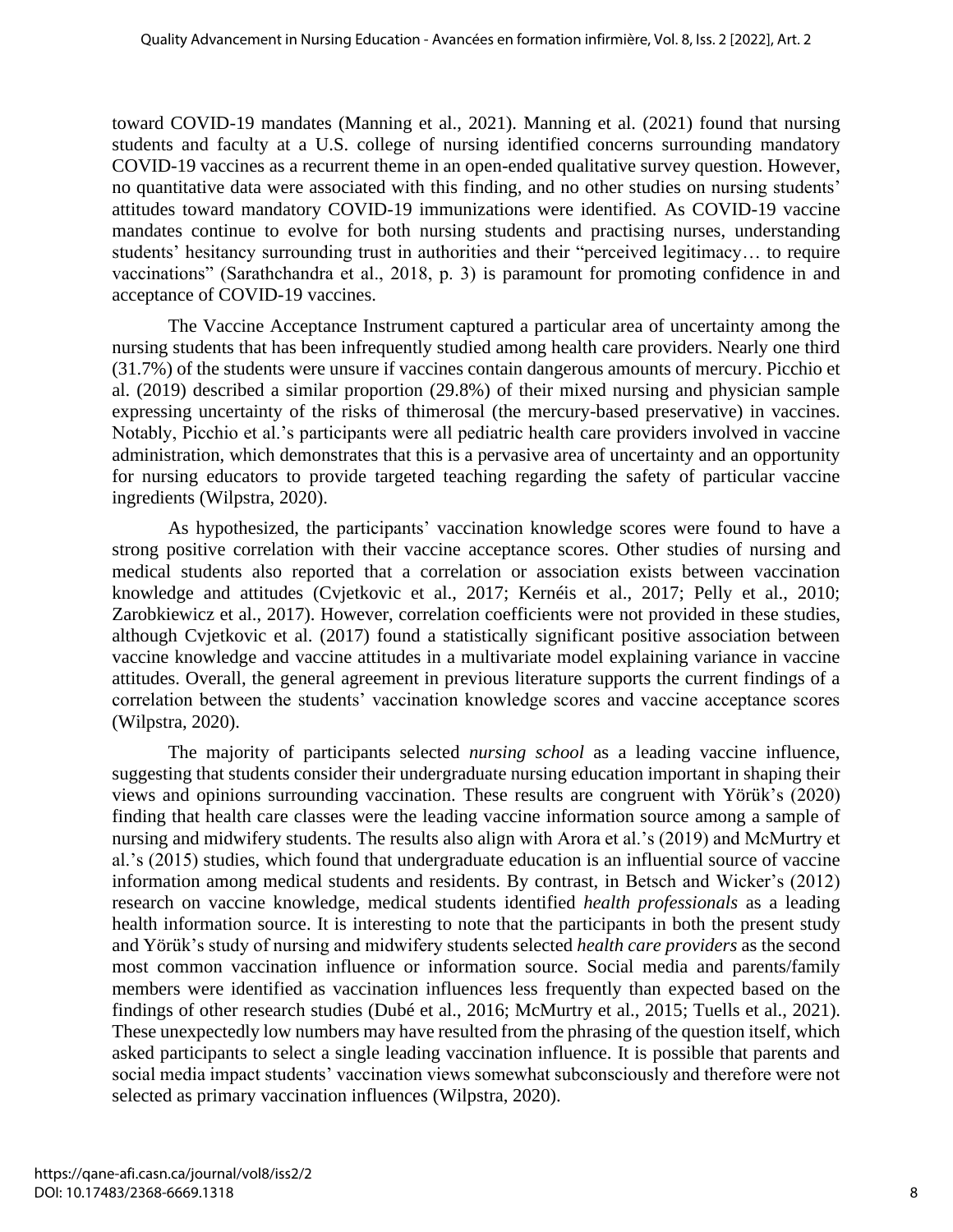toward COVID-19 mandates (Manning et al., 2021). Manning et al. (2021) found that nursing students and faculty at a U.S. college of nursing identified concerns surrounding mandatory COVID-19 vaccines as a recurrent theme in an open-ended qualitative survey question. However, no quantitative data were associated with this finding, and no other studies on nursing students' attitudes toward mandatory COVID-19 immunizations were identified. As COVID-19 vaccine mandates continue to evolve for both nursing students and practising nurses, understanding students' hesitancy surrounding trust in authorities and their "perceived legitimacy… to require vaccinations" (Sarathchandra et al., 2018, p. 3) is paramount for promoting confidence in and acceptance of COVID-19 vaccines.

The Vaccine Acceptance Instrument captured a particular area of uncertainty among the nursing students that has been infrequently studied among health care providers. Nearly one third (31.7%) of the students were unsure if vaccines contain dangerous amounts of mercury. Picchio et al. (2019) described a similar proportion (29.8%) of their mixed nursing and physician sample expressing uncertainty of the risks of thimerosal (the mercury-based preservative) in vaccines. Notably, Picchio et al.'s participants were all pediatric health care providers involved in vaccine administration, which demonstrates that this is a pervasive area of uncertainty and an opportunity for nursing educators to provide targeted teaching regarding the safety of particular vaccine ingredients (Wilpstra, 2020).

As hypothesized, the participants' vaccination knowledge scores were found to have a strong positive correlation with their vaccine acceptance scores. Other studies of nursing and medical students also reported that a correlation or association exists between vaccination knowledge and attitudes (Cvjetkovic et al., 2017; Kernéis et al., 2017; Pelly et al., 2010; Zarobkiewicz et al., 2017). However, correlation coefficients were not provided in these studies, although Cvjetkovic et al. (2017) found a statistically significant positive association between vaccine knowledge and vaccine attitudes in a multivariate model explaining variance in vaccine attitudes. Overall, the general agreement in previous literature supports the current findings of a correlation between the students' vaccination knowledge scores and vaccine acceptance scores (Wilpstra, 2020).

The majority of participants selected *nursing school* as a leading vaccine influence, suggesting that students consider their undergraduate nursing education important in shaping their views and opinions surrounding vaccination. These results are congruent with Yörük's (2020) finding that health care classes were the leading vaccine information source among a sample of nursing and midwifery students. The results also align with Arora et al.'s (2019) and McMurtry et al.'s (2015) studies, which found that undergraduate education is an influential source of vaccine information among medical students and residents. By contrast, in Betsch and Wicker's (2012) research on vaccine knowledge, medical students identified *health professionals* as a leading health information source. It is interesting to note that the participants in both the present study and Yörük's study of nursing and midwifery students selected *health care providers* as the second most common vaccination influence or information source. Social media and parents/family members were identified as vaccination influences less frequently than expected based on the findings of other research studies (Dubé et al., 2016; McMurtry et al., 2015; Tuells et al., 2021). These unexpectedly low numbers may have resulted from the phrasing of the question itself, which asked participants to select a single leading vaccination influence. It is possible that parents and social media impact students' vaccination views somewhat subconsciously and therefore were not selected as primary vaccination influences (Wilpstra, 2020).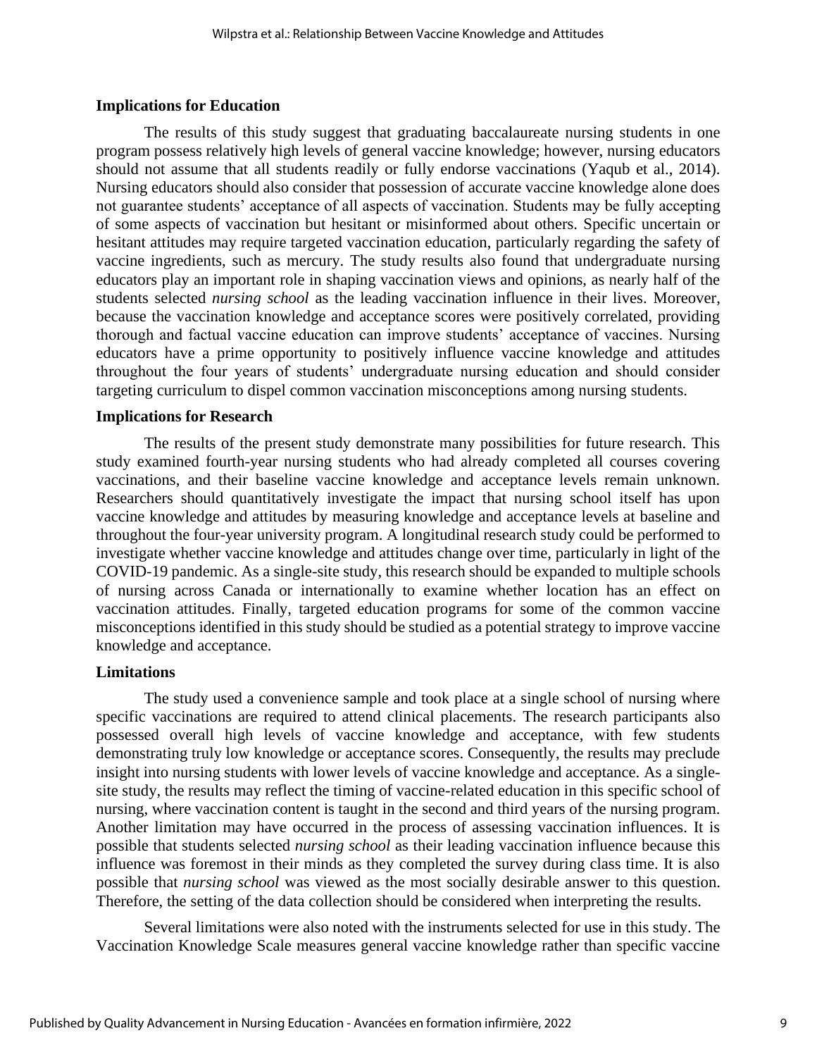### Implications for Education

The results of this study suggest that graduating baccalaureate nursing students in one program possess relatively high levels of general vaccine knowledge; however, nursing educators should not assume that all students readily or fully endorse vaccinations (Yaqub et al., 2014). Nursing educators should also consider that possession of accurate vaccine knowledge alone does not guarantee students' acceptance of all aspects of vaccination. Students may be fully accepting of some aspects of vaccination but hesitant or misinformed about others. Specific uncertain or hesitant attitudes may require targeted vaccination education, particularly regarding the safety of vaccine ingredients, such as mercury. The study results also found that undergraduate nursing educators play an important role in shaping vaccination views and opinions, as nearly half of the students selected *nursing school* as the leading vaccination influence in their lives. Moreover, because the vaccination knowledge and acceptance scores were positively correlated, providing thorough and factual vaccine education can improve students' acceptance of vaccines. Nursing educators have a prime opportunity to positively influence vaccine knowledge and attitudes throughout the four years of students' undergraduate nursing education and should consider targeting curriculum to dispel common vaccination misconceptions among nursing students.

### Implications for Research

The results of the present study demonstrate many possibilities for future research. This study examined fourth-year nursing students who had already completed all courses covering vaccinations, and their baseline vaccine knowledge and acceptance levels remain unknown. Researchers should quantitatively investigate the impact that nursing school itself has upon vaccine knowledge and attitudes by measuring knowledge and acceptance levels at baseline and throughout the four-year university program. A longitudinal research study could be performed to investigate whether vaccine knowledge and attitudes change over time, particularly in light of the COVID-19 pandemic. As a single-site study, this research should be expanded to multiple schools of nursing across Canada or internationally to examine whether location has an effect on vaccination attitudes. Finally, targeted education programs for some of the common vaccine misconceptions identified in this study should be studied as a potential strategy to improve vaccine knowledge and acceptance.

### Limitations

The study used a convenience sample and took place at a single school of nursing where specific vaccinations are required to attend clinical placements. The research participants also possessed overall high levels of vaccine knowledge and acceptance, with few students demonstrating truly low knowledge or acceptance scores. Consequently, the results may preclude insight into nursing students with lower levels of vaccine knowledge and acceptance. As a single-site study, the results may reflect the timing of vaccine-related education in this specific school of nursing, where vaccination content is taught in the second and third years of the nursing program. Another limitation may have occurred in the process of assessing vaccination influences. It is possible that students selected *nursing school* as their leading vaccination influence because this influence was foremost in their minds as they completed the survey during class time. It is also possible that *nursing school* was viewed as the most socially desirable answer to this question. Therefore, the setting of the data collection should be considered when interpreting the results.

Several limitations were also noted with the instruments selected for use in this study. The Vaccination Knowledge Scale measures general vaccine knowledge rather than specific vaccine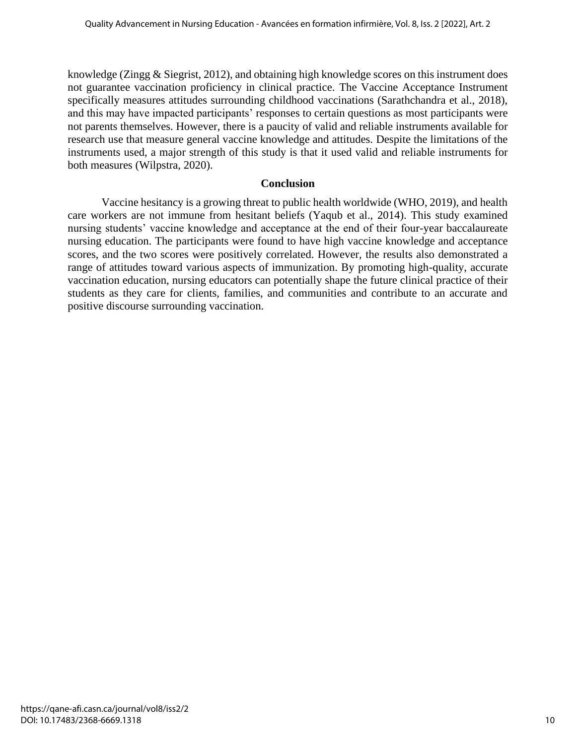knowledge (Zingg & Siegrist, 2012), and obtaining high knowledge scores on this instrument does not guarantee vaccination proficiency in clinical practice. The Vaccine Acceptance Instrument specifically measures attitudes surrounding childhood vaccinations (Sarathchandra et al., 2018), and this may have impacted participants' responses to certain questions as most participants were not parents themselves. However, there is a paucity of valid and reliable instruments available for research use that measure general vaccine knowledge and attitudes. Despite the limitations of the instruments used, a major strength of this study is that it used valid and reliable instruments for both measures (Wilpstra, 2020).

## Conclusion

Vaccine hesitancy is a growing threat to public health worldwide (WHO, 2019), and health care workers are not immune from hesitant beliefs (Yaqub et al., 2014). This study examined nursing students' vaccine knowledge and acceptance at the end of their four-year baccalaureate nursing education. The participants were found to have high vaccine knowledge and acceptance scores, and the two scores were positively correlated. However, the results also demonstrated a range of attitudes toward various aspects of immunization. By promoting high-quality, accurate vaccination education, nursing educators can potentially shape the future clinical practice of their students as they care for clients, families, and communities and contribute to an accurate and positive discourse surrounding vaccination.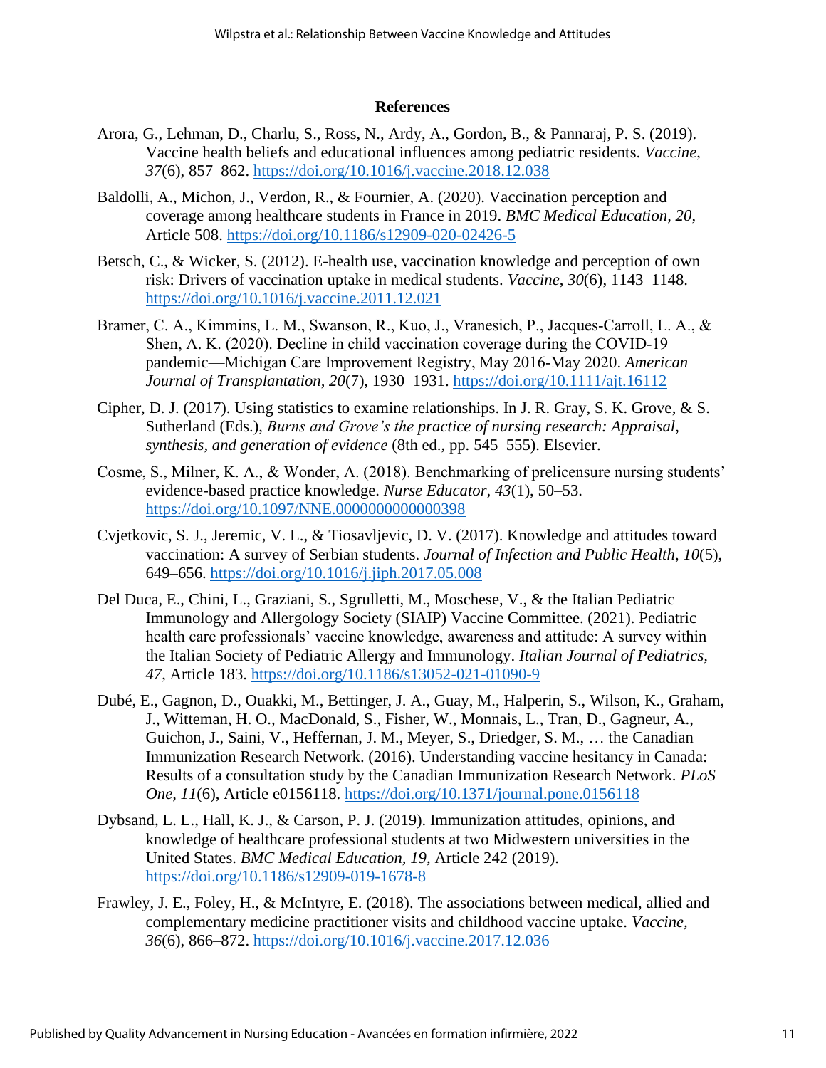## References

Arora, G., Lehman, D., Charlu, S., Ross, N., Ardy, A., Gordon, B., & Pannaraj, P. S. (2019). Vaccine health beliefs and educational influences among pediatric residents. *Vaccine*, *37*(6), 857–862. https://doi.org/10.1016/j.vaccine.2018.12.038

Baldolli, A., Michon, J., Verdon, R., & Fournier, A. (2020). Vaccination perception and coverage among healthcare students in France in 2019. *BMC Medical Education*, *20*, Article 508. https://doi.org/10.1186/s12909-020-02426-5

Betsch, C., & Wicker, S. (2012). E-health use, vaccination knowledge and perception of own risk: Drivers of vaccination uptake in medical students. *Vaccine*, *30*(6), 1143–1148. https://doi.org/10.1016/j.vaccine.2011.12.021

Bramer, C. A., Kimmins, L. M., Swanson, R., Kuo, J., Vranesich, P., Jacques-Carroll, L. A., & Shen, A. K. (2020). Decline in child vaccination coverage during the COVID-19 pandemic—Michigan Care Improvement Registry, May 2016-May 2020. *American Journal of Transplantation*, *20*(7), 1930–1931. https://doi.org/10.1111/ajt.16112

Cipher, D. J. (2017). Using statistics to examine relationships. In J. R. Gray, S. K. Grove, & S. Sutherland (Eds.), *Burns and Grove's the practice of nursing research: Appraisal, synthesis, and generation of evidence* (8th ed., pp. 545–555). Elsevier.

Cosme, S., Milner, K. A., & Wonder, A. (2018). Benchmarking of prelicensure nursing students' evidence-based practice knowledge. *Nurse Educator*, *43*(1), 50–53. https://doi.org/10.1097/NNE.0000000000000398

Cvjetkovic, S. J., Jeremic, V. L., & Tiosavljevic, D. V. (2017). Knowledge and attitudes toward vaccination: A survey of Serbian students. *Journal of Infection and Public Health*, *10*(5), 649–656. https://doi.org/10.1016/j.jiph.2017.05.008

Del Duca, E., Chini, L., Graziani, S., Sgrulletti, M., Moschese, V., & the Italian Pediatric Immunology and Allergology Society (SIAIP) Vaccine Committee. (2021). Pediatric health care professionals' vaccine knowledge, awareness and attitude: A survey within the Italian Society of Pediatric Allergy and Immunology. *Italian Journal of Pediatrics*, *47*, Article 183. https://doi.org/10.1186/s13052-021-01090-9

Dubé, E., Gagnon, D., Ouakki, M., Bettinger, J. A., Guay, M., Halperin, S., Wilson, K., Graham, J., Witteman, H. O., MacDonald, S., Fisher, W., Monnais, L., Tran, D., Gagneur, A., Guichon, J., Saini, V., Heffernan, J. M., Meyer, S., Driedger, S. M., … the Canadian Immunization Research Network. (2016). Understanding vaccine hesitancy in Canada: Results of a consultation study by the Canadian Immunization Research Network. *PLoS One*, *11*(6), Article e0156118. https://doi.org/10.1371/journal.pone.0156118

Dybsand, L. L., Hall, K. J., & Carson, P. J. (2019). Immunization attitudes, opinions, and knowledge of healthcare professional students at two Midwestern universities in the United States. *BMC Medical Education*, *19*, Article 242 (2019). https://doi.org/10.1186/s12909-019-1678-8

Frawley, J. E., Foley, H., & McIntyre, E. (2018). The associations between medical, allied and complementary medicine practitioner visits and childhood vaccine uptake. *Vaccine*, *36*(6), 866–872. https://doi.org/10.1016/j.vaccine.2017.12.036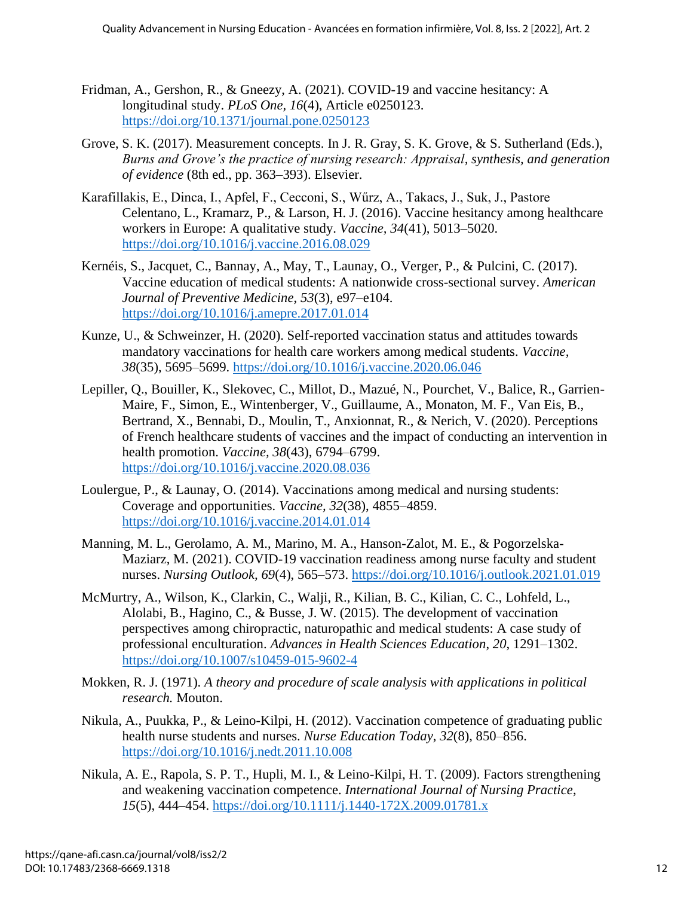Fridman, A., Gershon, R., & Gneezy, A. (2021). COVID-19 and vaccine hesitancy: A longitudinal study. *PLoS One, 16*(4), Article e0250123. https://doi.org/10.1371/journal.pone.0250123

Grove, S. K. (2017). Measurement concepts. In J. R. Gray, S. K. Grove, & S. Sutherland (Eds.), *Burns and Grove's the practice of nursing research: Appraisal, synthesis, and generation of evidence* (8th ed., pp. 363–393). Elsevier.

Karafillakis, E., Dinca, I., Apfel, F., Cecconi, S., Wűrz, A., Takacs, J., Suk, J., Pastore Celentano, L., Kramarz, P., & Larson, H. J. (2016). Vaccine hesitancy among healthcare workers in Europe: A qualitative study. *Vaccine, 34*(41), 5013–5020. https://doi.org/10.1016/j.vaccine.2016.08.029

Kernéis, S., Jacquet, C., Bannay, A., May, T., Launay, O., Verger, P., & Pulcini, C. (2017). Vaccine education of medical students: A nationwide cross-sectional survey. *American Journal of Preventive Medicine, 53*(3), e97–e104. https://doi.org/10.1016/j.amepre.2017.01.014

Kunze, U., & Schweinzer, H. (2020). Self-reported vaccination status and attitudes towards mandatory vaccinations for health care workers among medical students. *Vaccine, 38*(35), 5695–5699. https://doi.org/10.1016/j.vaccine.2020.06.046

Lepiller, Q., Bouiller, K., Slekovec, C., Millot, D., Mazué, N., Pourchet, V., Balice, R., Garrien-Maire, F., Simon, E., Wintenberger, V., Guillaume, A., Monaton, M. F., Van Eis, B., Bertrand, X., Bennabi, D., Moulin, T., Anxionnat, R., & Nerich, V. (2020). Perceptions of French healthcare students of vaccines and the impact of conducting an intervention in health promotion. *Vaccine, 38*(43), 6794–6799. https://doi.org/10.1016/j.vaccine.2020.08.036

Loulergue, P., & Launay, O. (2014). Vaccinations among medical and nursing students: Coverage and opportunities. *Vaccine, 32*(38), 4855–4859. https://doi.org/10.1016/j.vaccine.2014.01.014

Manning, M. L., Gerolamo, A. M., Marino, M. A., Hanson-Zalot, M. E., & Pogorzelska-Maziarz, M. (2021). COVID-19 vaccination readiness among nurse faculty and student nurses. *Nursing Outlook, 69*(4), 565–573. https://doi.org/10.1016/j.outlook.2021.01.019

McMurtry, A., Wilson, K., Clarkin, C., Walji, R., Kilian, B. C., Kilian, C. C., Lohfeld, L., Alolabi, B., Hagino, C., & Busse, J. W. (2015). The development of vaccination perspectives among chiropractic, naturopathic and medical students: A case study of professional enculturation. *Advances in Health Sciences Education, 20*, 1291–1302. https://doi.org/10.1007/s10459-015-9602-4

Mokken, R. J. (1971). *A theory and procedure of scale analysis with applications in political research.* Mouton.

Nikula, A., Puukka, P., & Leino-Kilpi, H. (2012). Vaccination competence of graduating public health nurse students and nurses. *Nurse Education Today, 32*(8), 850–856. https://doi.org/10.1016/j.nedt.2011.10.008

Nikula, A. E., Rapola, S. P. T., Hupli, M. I., & Leino-Kilpi, H. T. (2009). Factors strengthening and weakening vaccination competence. *International Journal of Nursing Practice, 15*(5), 444–454. https://doi.org/10.1111/j.1440-172X.2009.01781.x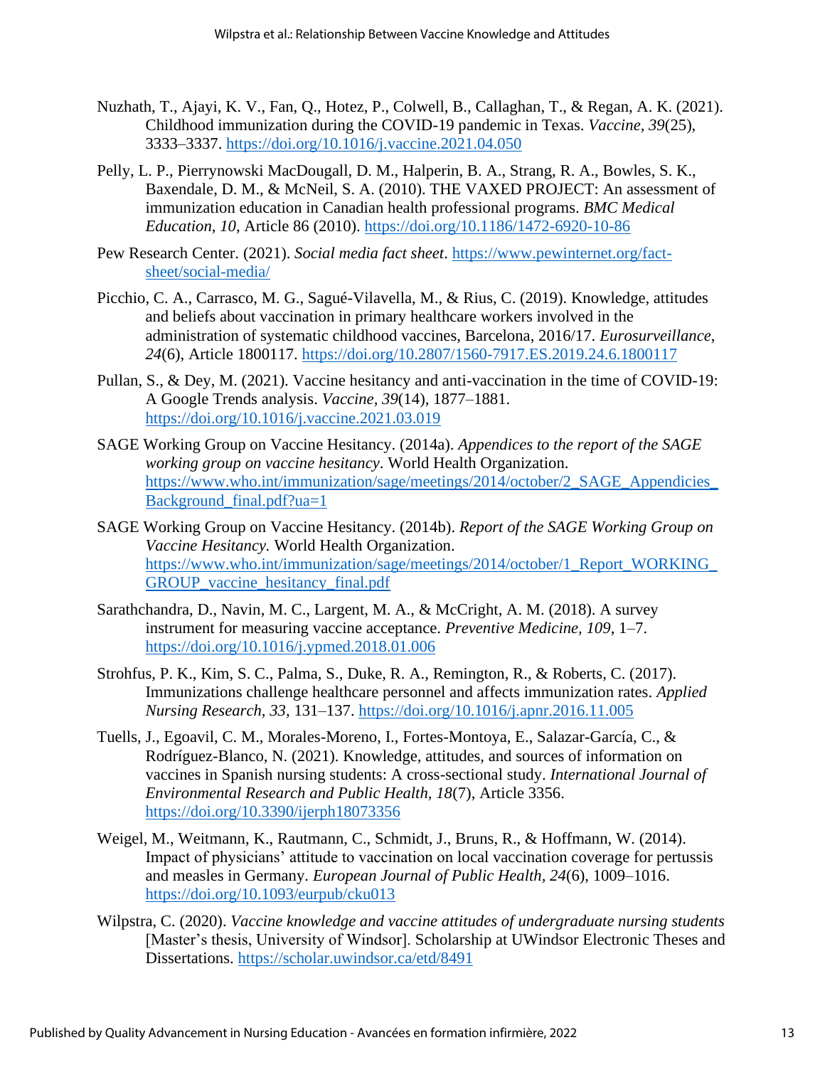Nuzhath, T., Ajayi, K. V., Fan, Q., Hotez, P., Colwell, B., Callaghan, T., & Regan, A. K. (2021). Childhood immunization during the COVID-19 pandemic in Texas. *Vaccine, 39*(25), 3333–3337. https://doi.org/10.1016/j.vaccine.2021.04.050

Pelly, L. P., Pierrynowski MacDougall, D. M., Halperin, B. A., Strang, R. A., Bowles, S. K., Baxendale, D. M., & McNeil, S. A. (2010). THE VAXED PROJECT: An assessment of immunization education in Canadian health professional programs. *BMC Medical Education*, *10*, Article 86 (2010). https://doi.org/10.1186/1472-6920-10-86

Pew Research Center. (2021). *Social media fact sheet*. https://www.pewinternet.org/fact-sheet/social-media/

Picchio, C. A., Carrasco, M. G., Sagué-Vilavella, M., & Rius, C. (2019). Knowledge, attitudes and beliefs about vaccination in primary healthcare workers involved in the administration of systematic childhood vaccines, Barcelona, 2016/17. *Eurosurveillance*, *24*(6), Article 1800117. https://doi.org/10.2807/1560-7917.ES.2019.24.6.1800117

Pullan, S., & Dey, M. (2021). Vaccine hesitancy and anti-vaccination in the time of COVID-19: A Google Trends analysis. *Vaccine, 39*(14), 1877–1881. https://doi.org/10.1016/j.vaccine.2021.03.019

SAGE Working Group on Vaccine Hesitancy. (2014a). *Appendices to the report of the SAGE working group on vaccine hesitancy*. World Health Organization. https://www.who.int/immunization/sage/meetings/2014/october/2_SAGE_Appendicies_Background_final.pdf?ua=1

SAGE Working Group on Vaccine Hesitancy. (2014b). *Report of the SAGE Working Group on Vaccine Hesitancy.* World Health Organization. https://www.who.int/immunization/sage/meetings/2014/october/1_Report_WORKING_GROUP_vaccine_hesitancy_final.pdf

Sarathchandra, D., Navin, M. C., Largent, M. A., & McCright, A. M. (2018). A survey instrument for measuring vaccine acceptance. *Preventive Medicine, 109*, 1–7. https://doi.org/10.1016/j.ypmed.2018.01.006

Strohfus, P. K., Kim, S. C., Palma, S., Duke, R. A., Remington, R., & Roberts, C. (2017). Immunizations challenge healthcare personnel and affects immunization rates. *Applied Nursing Research*, *33*, 131–137. https://doi.org/10.1016/j.apnr.2016.11.005

Tuells, J., Egoavil, C. M., Morales-Moreno, I., Fortes-Montoya, E., Salazar-García, C., & Rodríguez-Blanco, N. (2021). Knowledge, attitudes, and sources of information on vaccines in Spanish nursing students: A cross-sectional study. *International Journal of Environmental Research and Public Health, 18*(7), Article 3356. https://doi.org/10.3390/ijerph18073356

Weigel, M., Weitmann, K., Rautmann, C., Schmidt, J., Bruns, R., & Hoffmann, W. (2014). Impact of physicians' attitude to vaccination on local vaccination coverage for pertussis and measles in Germany. *European Journal of Public Health, 24*(6), 1009–1016. https://doi.org/10.1093/eurpub/cku013

Wilpstra, C. (2020). *Vaccine knowledge and vaccine attitudes of undergraduate nursing students* [Master's thesis, University of Windsor]. Scholarship at UWindsor Electronic Theses and Dissertations. https://scholar.uwindsor.ca/etd/8491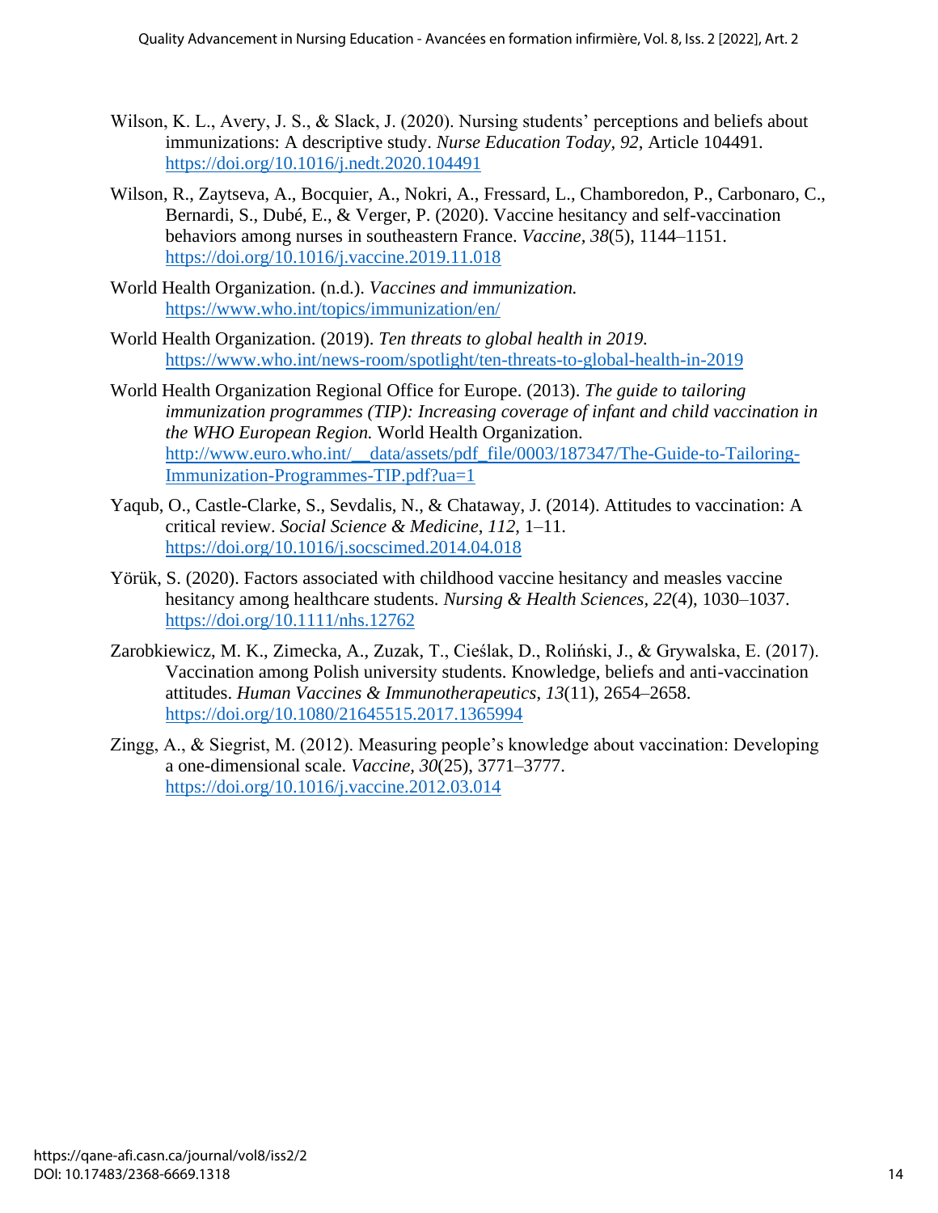Wilson, K. L., Avery, J. S., & Slack, J. (2020). Nursing students' perceptions and beliefs about immunizations: A descriptive study. *Nurse Education Today, 92*, Article 104491. https://doi.org/10.1016/j.nedt.2020.104491

Wilson, R., Zaytseva, A., Bocquier, A., Nokri, A., Fressard, L., Chamboredon, P., Carbonaro, C., Bernardi, S., Dubé, E., & Verger, P. (2020). Vaccine hesitancy and self-vaccination behaviors among nurses in southeastern France. *Vaccine, 38*(5), 1144–1151. https://doi.org/10.1016/j.vaccine.2019.11.018

World Health Organization. (n.d.). *Vaccines and immunization.* https://www.who.int/topics/immunization/en/

World Health Organization. (2019). *Ten threats to global health in 2019.* https://www.who.int/news-room/spotlight/ten-threats-to-global-health-in-2019

World Health Organization Regional Office for Europe. (2013). *The guide to tailoring immunization programmes (TIP): Increasing coverage of infant and child vaccination in the WHO European Region.* World Health Organization. http://www.euro.who.int/__data/assets/pdf_file/0003/187347/The-Guide-to-Tailoring-Immunization-Programmes-TIP.pdf?ua=1

Yaqub, O., Castle-Clarke, S., Sevdalis, N., & Chataway, J. (2014). Attitudes to vaccination: A critical review. *Social Science & Medicine*, *112*, 1–11. https://doi.org/10.1016/j.socscimed.2014.04.018

Yörük, S. (2020). Factors associated with childhood vaccine hesitancy and measles vaccine hesitancy among healthcare students. *Nursing & Health Sciences, 22*(4), 1030–1037. https://doi.org/10.1111/nhs.12762

Zarobkiewicz, M. K., Zimecka, A., Zuzak, T., Cieślak, D., Roliński, J., & Grywalska, E. (2017). Vaccination among Polish university students. Knowledge, beliefs and anti-vaccination attitudes. *Human Vaccines & Immunotherapeutics*, *13*(11), 2654–2658. https://doi.org/10.1080/21645515.2017.1365994

Zingg, A., & Siegrist, M. (2012). Measuring people's knowledge about vaccination: Developing a one-dimensional scale. *Vaccine, 30*(25), 3771–3777. https://doi.org/10.1016/j.vaccine.2012.03.014